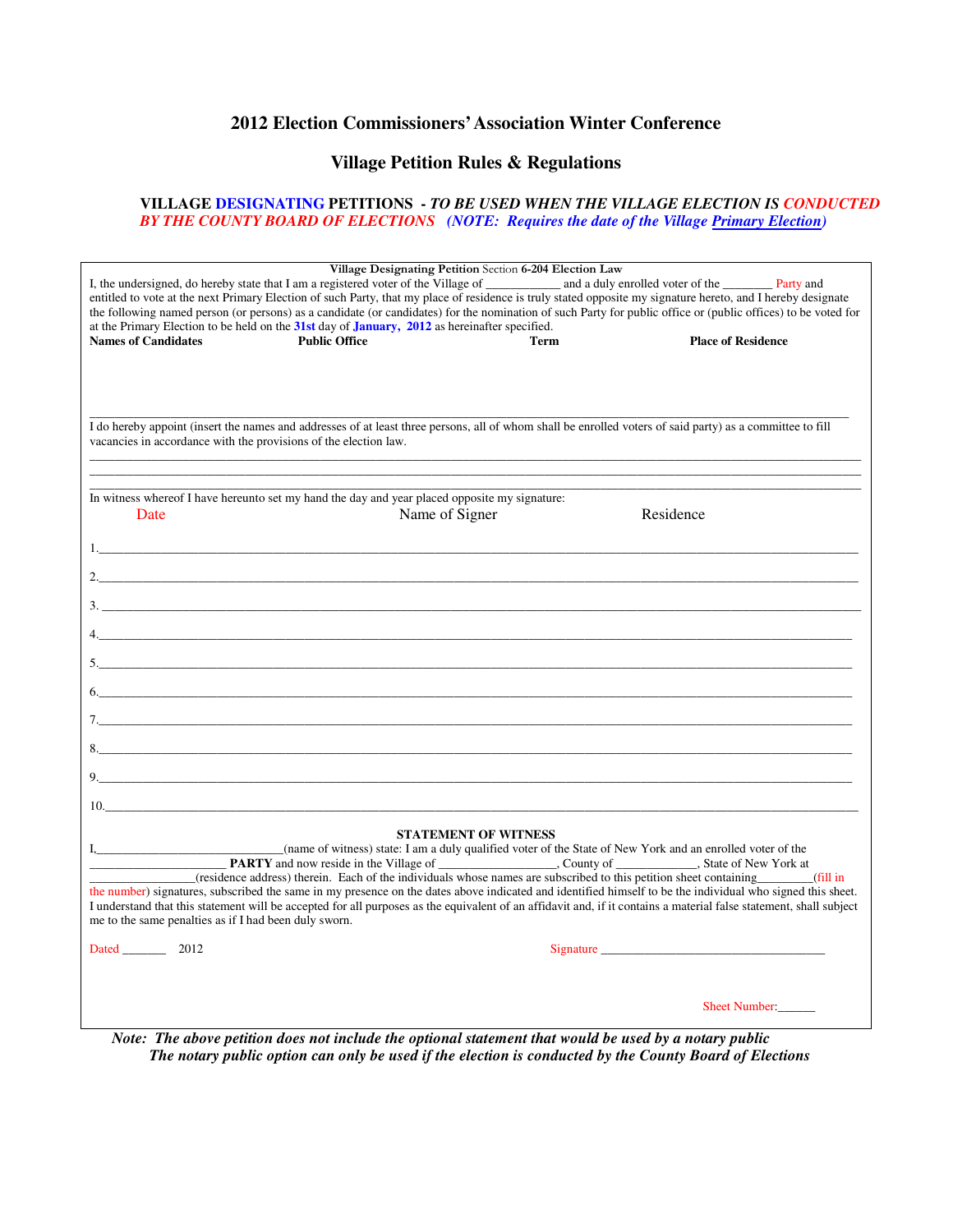# 2012 Election Commissioners' Association Winter Conference

## Village Petition Rules & Regulations

**VILLAGE DESIGNATING PETITIONS** - ***TO BE USED WHEN THE VILLAGE ELECTION IS CONDUCTED BY THE COUNTY BOARD OF ELECTIONS*** ***(NOTE: Requires the date of the Village Primary Election)***

---

**Village Designating Petition** Section **6-204 Election Law**

I, the undersigned, do hereby state that I am a registered voter of the Village of ____________ and a duly enrolled voter of the ________ Party and entitled to vote at the next Primary Election of such Party, that my place of residence is truly stated opposite my signature hereto, and I hereby designate the following named person (or persons) as a candidate (or candidates) for the nomination of such Party for public office or (public offices) to be voted for at the Primary Election to be held on the **31st** day of **January, 2012** as hereinafter specified.

| Names of Candidates | Public Office | Term | Place of Residence |
|---|---|---|---|
| | | | |

I do hereby appoint (insert the names and addresses of at least three persons, all of whom shall be enrolled voters of said party) as a committee to fill vacancies in accordance with the provisions of the election law.

______________________________________________________________________

______________________________________________________________________

______________________________________________________________________

In witness whereof I have hereunto set my hand the day and year placed opposite my signature:

| | Date | Name of Signer | Residence |
|---|---|---|---|
| 1. | | | |
| 2. | | | |
| 3. | | | |
| 4. | | | |
| 5. | | | |
| 6. | | | |
| 7. | | | |
| 8. | | | |
| 9. | | | |
| 10. | | | |

**STATEMENT OF WITNESS**

I,_____________________________(name of witness) state: I am a duly qualified voter of the State of New York and an enrolled voter of the _____________________ **PARTY** and now reside in the Village of __________________, County of _____________, State of New York at ________________(residence address) therein. Each of the individuals whose names are subscribed to this petition sheet containing_________(fill in the number) signatures, subscribed the same in my presence on the dates above indicated and identified himself to be the individual who signed this sheet. I understand that this statement will be accepted for all purposes as the equivalent of an affidavit and, if it contains a material false statement, shall subject me to the same penalties as if I had been duly sworn.

Dated _______ 2012 Signature ___________________________________

Sheet Number:______

---

***Note: The above petition does not include the optional statement that would be used by a notary public***
***The notary public option can only be used if the election is conducted by the County Board of Elections***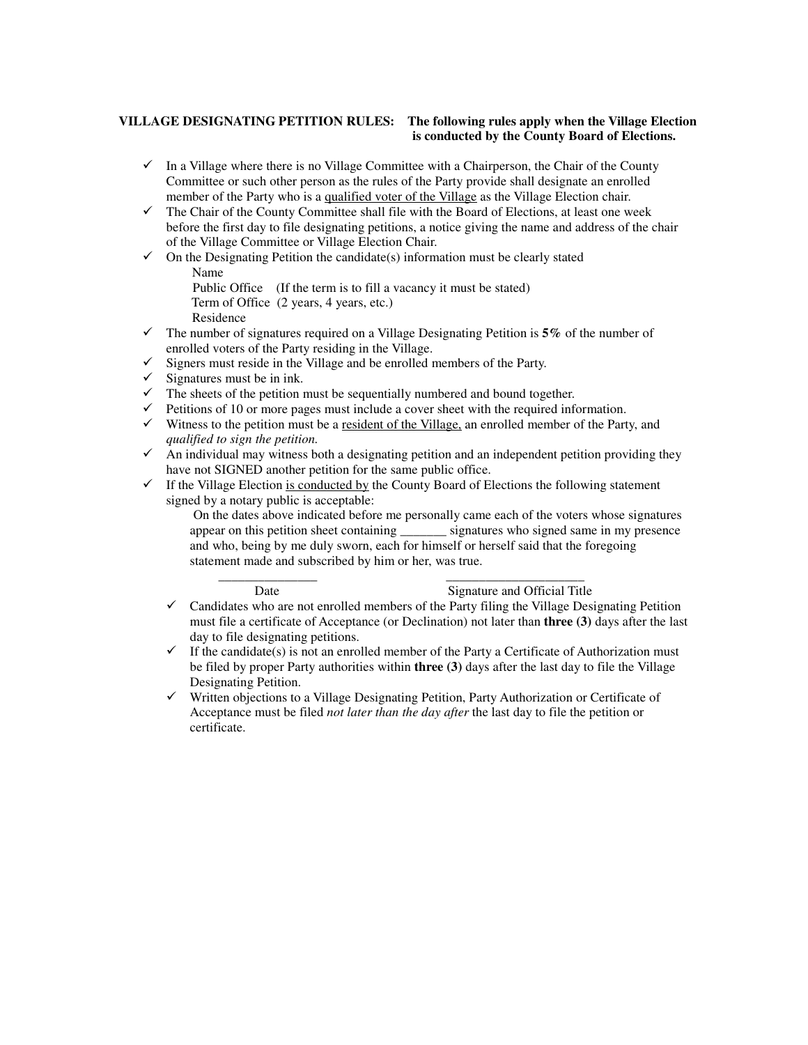**VILLAGE DESIGNATING PETITION RULES: The following rules apply when the Village Election is conducted by the County Board of Elections.**

- ✓ In a Village where there is no Village Committee with a Chairperson, the Chair of the County Committee or such other person as the rules of the Party provide shall designate an enrolled member of the Party who is a <u>qualified voter of the Village</u> as the Village Election chair.
- ✓ The Chair of the County Committee shall file with the Board of Elections, at least one week before the first day to file designating petitions, a notice giving the name and address of the chair of the Village Committee or Village Election Chair.
- ✓ On the Designating Petition the candidate(s) information must be clearly stated
  - Name
  - Public Office (If the term is to fill a vacancy it must be stated)
  - Term of Office (2 years, 4 years, etc.)
  - Residence
- ✓ The number of signatures required on a Village Designating Petition is **5%** of the number of enrolled voters of the Party residing in the Village.
- ✓ Signers must reside in the Village and be enrolled members of the Party.
- ✓ Signatures must be in ink.
- ✓ The sheets of the petition must be sequentially numbered and bound together.
- ✓ Petitions of 10 or more pages must include a cover sheet with the required information.
- ✓ Witness to the petition must be a <u>resident of the Village,</u> an enrolled member of the Party, and *qualified to sign the petition.*
- ✓ An individual may witness both a designating petition and an independent petition providing they have not SIGNED another petition for the same public office.
- ✓ If the Village Election <u>is conducted by</u> the County Board of Elections the following statement signed by a notary public is acceptable:

  On the dates above indicated before me personally came each of the voters whose signatures appear on this petition sheet containing _______ signatures who signed same in my presence and who, being by me duly sworn, each for himself or herself said that the foregoing statement made and subscribed by him or her, was true.

  _______________ Date                    _____________________ Signature and Official Title

- ✓ Candidates who are not enrolled members of the Party filing the Village Designating Petition must file a certificate of Acceptance (or Declination) not later than **three (3)** days after the last day to file designating petitions.
- ✓ If the candidate(s) is not an enrolled member of the Party a Certificate of Authorization must be filed by proper Party authorities within **three (3)** days after the last day to file the Village Designating Petition.
- ✓ Written objections to a Village Designating Petition, Party Authorization or Certificate of Acceptance must be filed *not later than the day after* the last day to file the petition or certificate.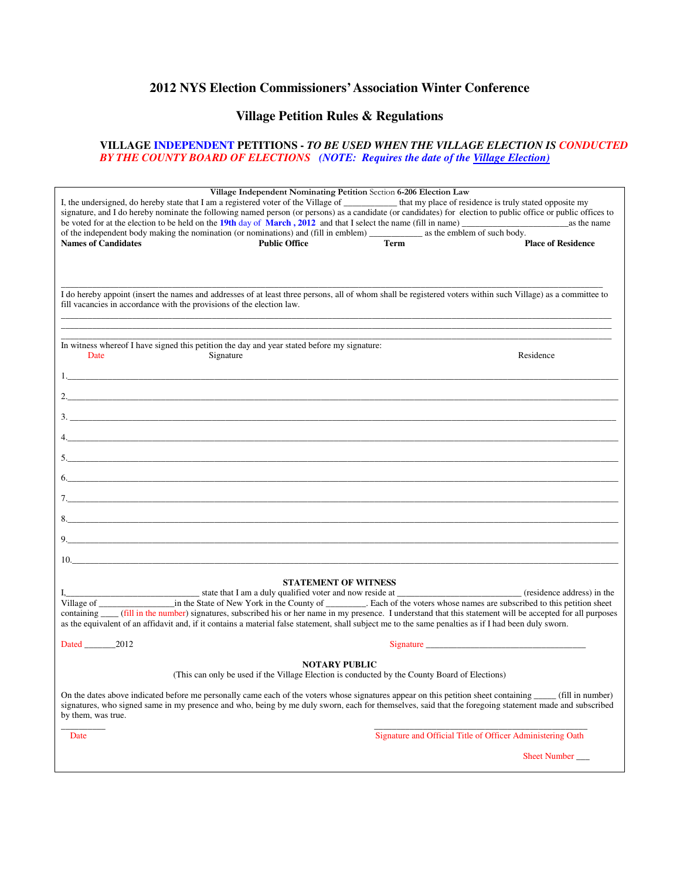## 2012 NYS Election Commissioners' Association Winter Conference

## Village Petition Rules & Regulations

**VILLAGE INDEPENDENT PETITIONS -** ***TO BE USED WHEN THE VILLAGE ELECTION IS CONDUCTED BY THE COUNTY BOARD OF ELECTIONS (NOTE: Requires the date of the Village Election)***

**Village Independent Nominating Petition** Section **6-206 Election Law**

I, the undersigned, do hereby state that I am a registered voter of the Village of ____________ that my place of residence is truly stated opposite my signature, and I do hereby nominate the following named person (or persons) as a candidate (or candidates) for election to public office or public offices to be voted for at the election to be held on the **19th** day of **March , 2012** and that I select the name (fill in name) ________________________as the name of the independent body making the nomination (or nominations) and (fill in emblem) ____________ as the emblem of such body.

| Names of Candidates | Public Office | Term | Place of Residence |
|---|---|---|---|
| | | | |

I do hereby appoint (insert the names and addresses of at least three persons, all of whom shall be registered voters within such Village) as a committee to fill vacancies in accordance with the provisions of the election law.

______________________________________________________________________________

______________________________________________________________________________

______________________________________________________________________________

In witness whereof I have signed this petition the day and year stated before my signature:

| Date | Signature | Residence |
|---|---|---|
| 1. | | |
| 2. | | |
| 3. | | |
| 4. | | |
| 5. | | |
| 6. | | |
| 7. | | |
| 8. | | |
| 9. | | |
| 10. | | |

**STATEMENT OF WITNESS**

I,____________________________ state that I am a duly qualified voter and now reside at ___________________________ (residence address) in the Village of ________________in the State of New York in the County of _________. Each of the voters whose names are subscribed to this petition sheet containing ____ (fill in the number) signatures, subscribed his or her name in my presence. I understand that this statement will be accepted for all purposes as the equivalent of an affidavit and, if it contains a material false statement, shall subject me to the same penalties as if I had been duly sworn.

Dated _______2012 Signature ___________________________________

**NOTARY PUBLIC**

(This can only be used if the Village Election is conducted by the County Board of Elections)

On the dates above indicated before me personally came each of the voters whose signatures appear on this petition sheet containing _____ (fill in number) signatures, who signed same in my presence and who, being by me duly sworn, each for themselves, said that the foregoing statement made and subscribed by them, was true.

__________ ____________________________________________
Date Signature and Official Title of Officer Administering Oath

Sheet Number ___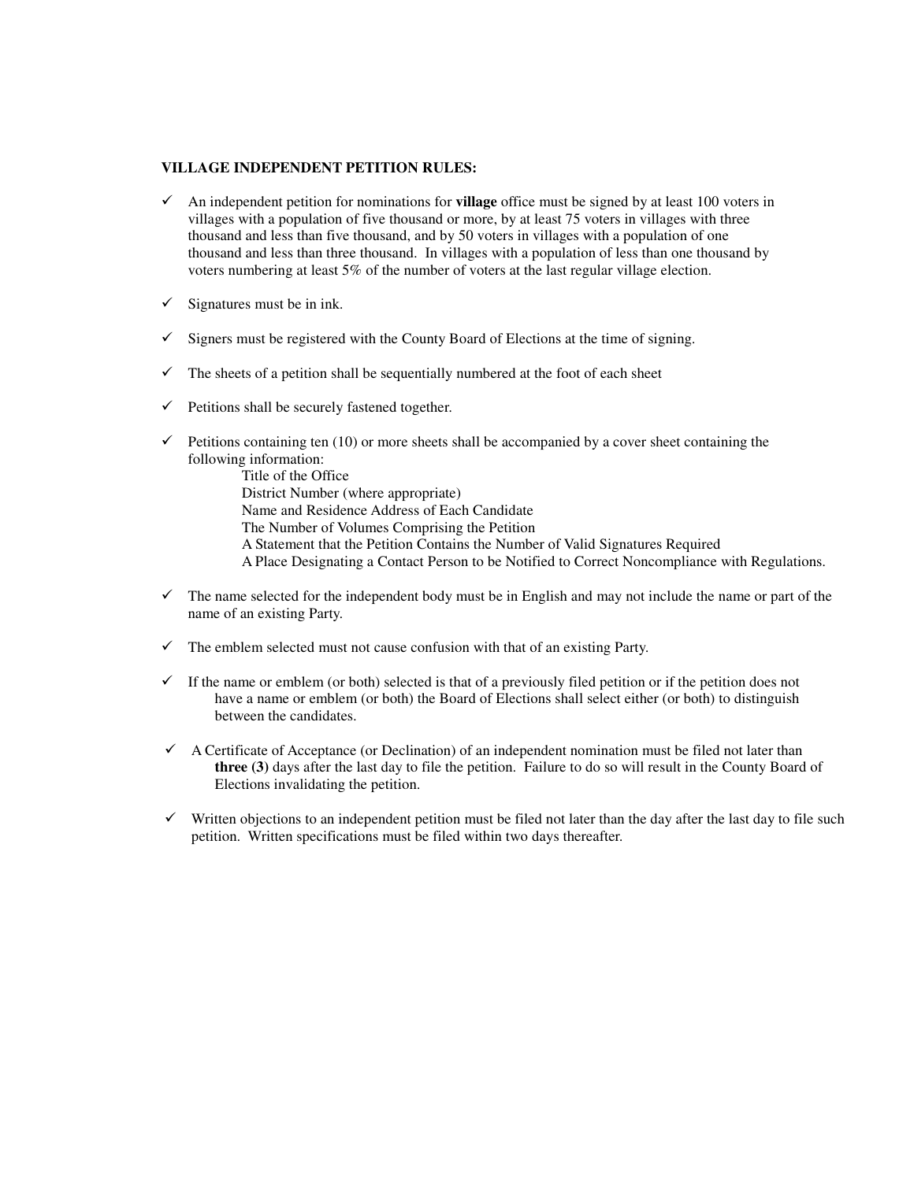**VILLAGE INDEPENDENT PETITION RULES:**

- ✓ An independent petition for nominations for **village** office must be signed by at least 100 voters in villages with a population of five thousand or more, by at least 75 voters in villages with three thousand and less than five thousand, and by 50 voters in villages with a population of one thousand and less than three thousand. In villages with a population of less than one thousand by voters numbering at least 5% of the number of voters at the last regular village election.

- ✓ Signatures must be in ink.

- ✓ Signers must be registered with the County Board of Elections at the time of signing.

- ✓ The sheets of a petition shall be sequentially numbered at the foot of each sheet

- ✓ Petitions shall be securely fastened together.

- ✓ Petitions containing ten (10) or more sheets shall be accompanied by a cover sheet containing the following information:
  - Title of the Office
  - District Number (where appropriate)
  - Name and Residence Address of Each Candidate
  - The Number of Volumes Comprising the Petition
  - A Statement that the Petition Contains the Number of Valid Signatures Required
  - A Place Designating a Contact Person to be Notified to Correct Noncompliance with Regulations.

- ✓ The name selected for the independent body must be in English and may not include the name or part of the name of an existing Party.

- ✓ The emblem selected must not cause confusion with that of an existing Party.

- ✓ If the name or emblem (or both) selected is that of a previously filed petition or if the petition does not have a name or emblem (or both) the Board of Elections shall select either (or both) to distinguish between the candidates.

- ✓ A Certificate of Acceptance (or Declination) of an independent nomination must be filed not later than **three (3)** days after the last day to file the petition. Failure to do so will result in the County Board of Elections invalidating the petition.

- ✓ Written objections to an independent petition must be filed not later than the day after the last day to file such petition. Written specifications must be filed within two days thereafter.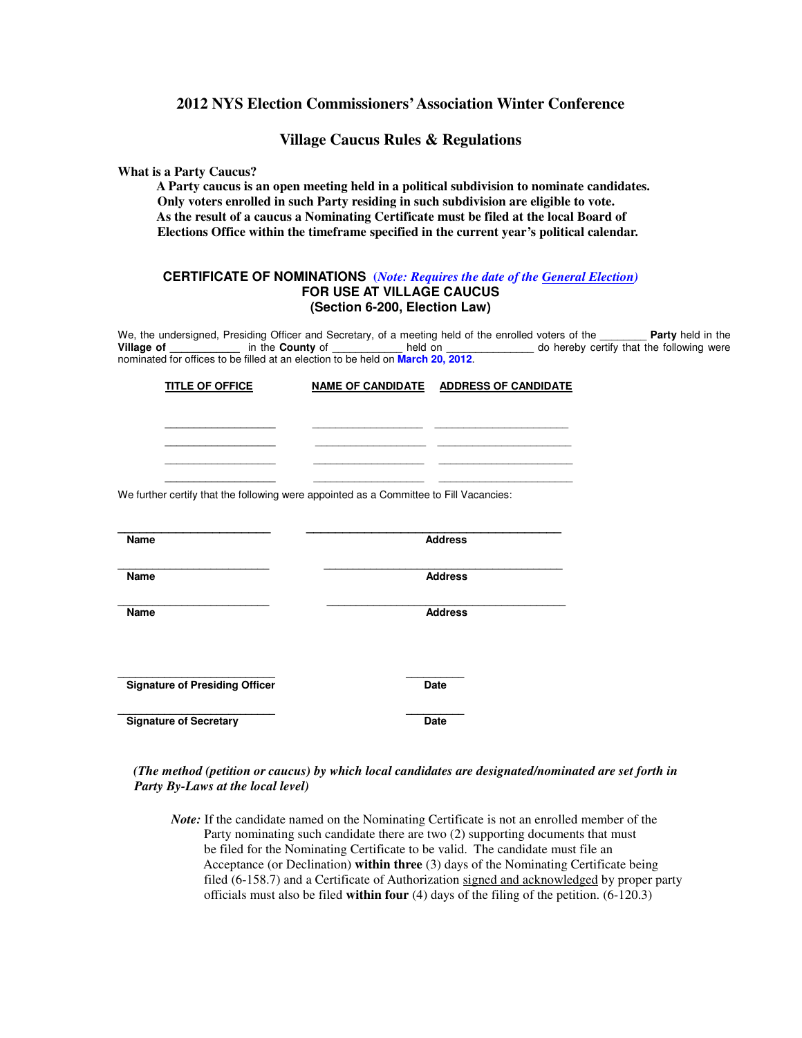# 2012 NYS Election Commissioners' Association Winter Conference

## Village Caucus Rules & Regulations

**What is a Party Caucus?**

**A Party caucus is an open meeting held in a political subdivision to nominate candidates. Only voters enrolled in such Party residing in such subdivision are eligible to vote. As the result of a caucus a Nominating Certificate must be filed at the local Board of Elections Office within the timeframe specified in the current year's political calendar.**

### CERTIFICATE OF NOMINATIONS (*Note: Requires the date of the General Election*)
### FOR USE AT VILLAGE CAUCUS
### (Section 6-200, Election Law)

We, the undersigned, Presiding Officer and Secretary, of a meeting held of the enrolled voters of the ________ **Party** held in the **Village of** ____________ in the **County of** ____________ held on _______________ do hereby certify that the following were nominated for offices to be filled at an election to be held on **March 20, 2012**.

| TITLE OF OFFICE | NAME OF CANDIDATE | ADDRESS OF CANDIDATE |
|---|---|---|
| __________________ | __________________ | ______________________ |
| __________________ | __________________ | ______________________ |
| __________________ | __________________ | ______________________ |
| __________________ | __________________ | ______________________ |

We further certify that the following were appointed as a Committee to Fill Vacancies:

| | |
|---|---|
| _________________________ | __________________________________________ |
| **Name** | **Address** |
| _________________________ | __________________________________________ |
| **Name** | **Address** |
| _________________________ | __________________________________________ |
| **Name** | **Address** |

| | |
|---|---|
| _________________________ | __________ |
| **Signature of Presiding Officer** | **Date** |
| _________________________ | __________ |
| **Signature of Secretary** | **Date** |

***(The method (petition or caucus) by which local candidates are designated/nominated are set forth in Party By-Laws at the local level)***

***Note:*** If the candidate named on the Nominating Certificate is not an enrolled member of the Party nominating such candidate there are two (2) supporting documents that must be filed for the Nominating Certificate to be valid. The candidate must file an Acceptance (or Declination) **within three** (3) days of the Nominating Certificate being filed (6-158.7) and a Certificate of Authorization signed and acknowledged by proper party officials must also be filed **within four** (4) days of the filing of the petition. (6-120.3)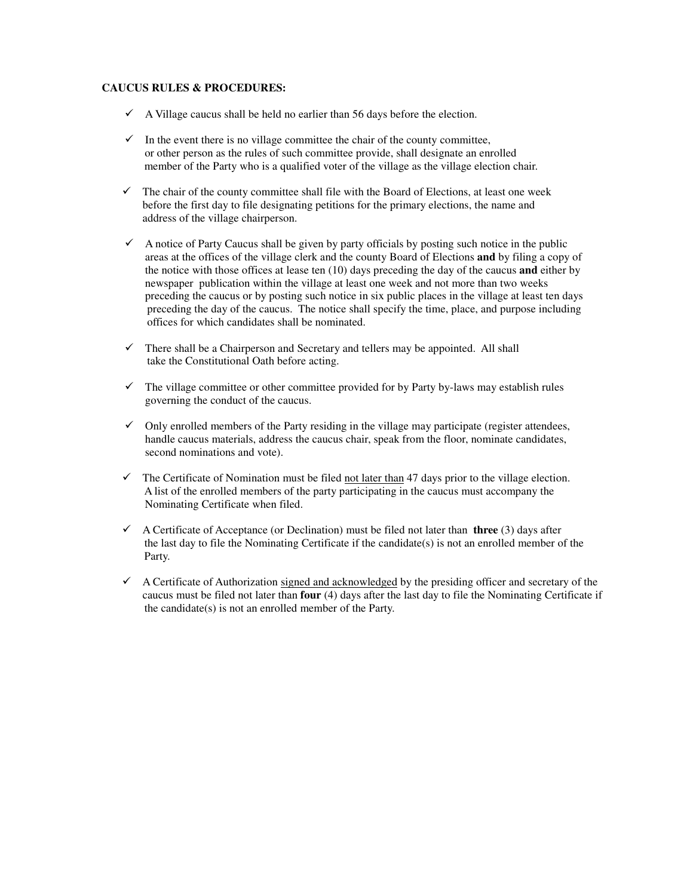**CAUCUS RULES & PROCEDURES:**

- ✓ A Village caucus shall be held no earlier than 56 days before the election.
- ✓ In the event there is no village committee the chair of the county committee, or other person as the rules of such committee provide, shall designate an enrolled member of the Party who is a qualified voter of the village as the village election chair.
- ✓ The chair of the county committee shall file with the Board of Elections, at least one week before the first day to file designating petitions for the primary elections, the name and address of the village chairperson.
- ✓ A notice of Party Caucus shall be given by party officials by posting such notice in the public areas at the offices of the village clerk and the county Board of Elections **and** by filing a copy of the notice with those offices at lease ten (10) days preceding the day of the caucus **and** either by newspaper publication within the village at least one week and not more than two weeks preceding the caucus or by posting such notice in six public places in the village at least ten days preceding the day of the caucus. The notice shall specify the time, place, and purpose including offices for which candidates shall be nominated.
- ✓ There shall be a Chairperson and Secretary and tellers may be appointed. All shall take the Constitutional Oath before acting.
- ✓ The village committee or other committee provided for by Party by-laws may establish rules governing the conduct of the caucus.
- ✓ Only enrolled members of the Party residing in the village may participate (register attendees, handle caucus materials, address the caucus chair, speak from the floor, nominate candidates, second nominations and vote).
- ✓ The Certificate of Nomination must be filed <u>not later than</u> 47 days prior to the village election. A list of the enrolled members of the party participating in the caucus must accompany the Nominating Certificate when filed.
- ✓ A Certificate of Acceptance (or Declination) must be filed not later than **three** (3) days after the last day to file the Nominating Certificate if the candidate(s) is not an enrolled member of the Party.
- ✓ A Certificate of Authorization <u>signed and acknowledged</u> by the presiding officer and secretary of the caucus must be filed not later than **four** (4) days after the last day to file the Nominating Certificate if the candidate(s) is not an enrolled member of the Party.